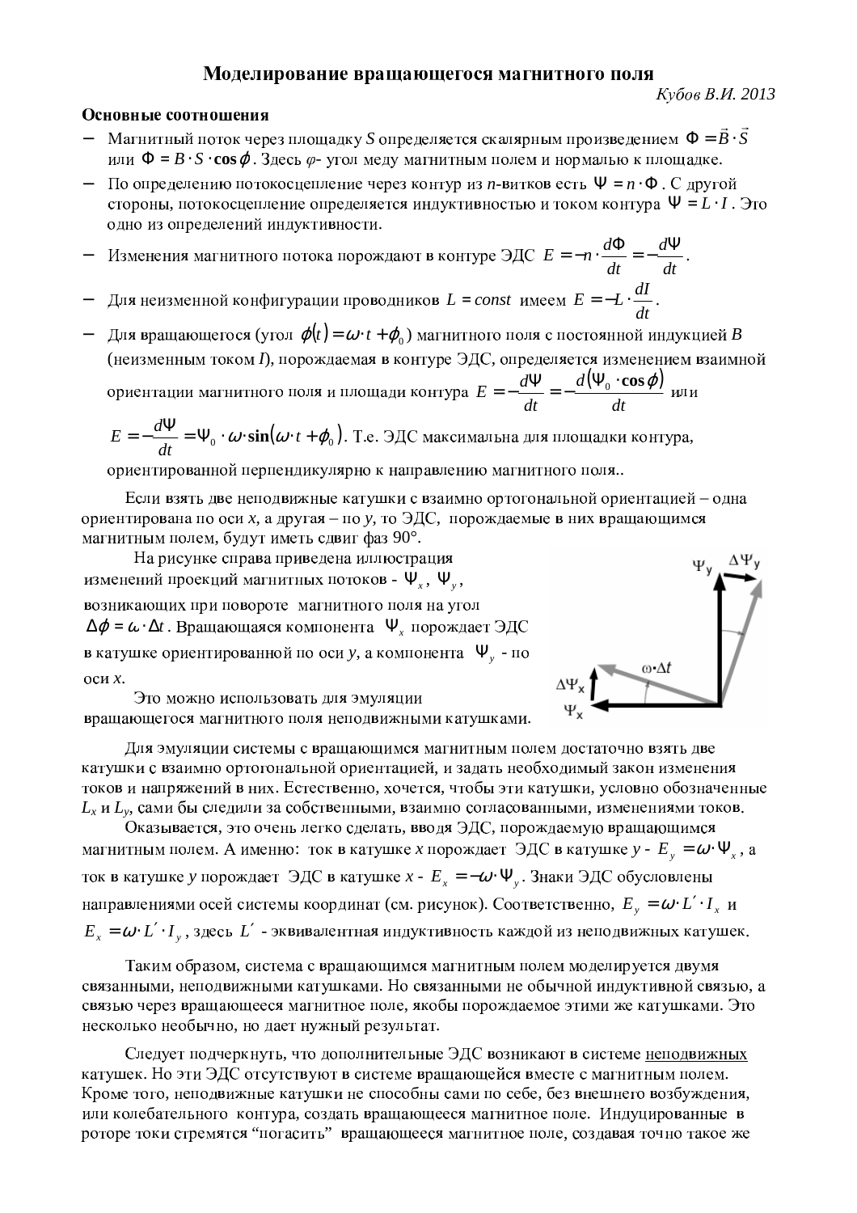# Моделирование вращающегося магнитного поля

*Кубов В.И. 2013*

### Основные соотношения

- Магнитный поток через площадку *S* определяется скалярным произведением $\Phi = \vec{B} \cdot \vec{S}$ или $\Phi = B \cdot S \cdot \cos\phi$. Здесь *φ*- угол меду магнитным полем и нормалью к площадке.
- По определению потокосцепление через контур из *n*-витков есть $\Psi = n \cdot \Phi$. С другой стороны, потокосцепление определяется индуктивностью и током контура $\Psi = L \cdot I$. Это одно из определений индуктивности.
- Изменения магнитного потока порождают в контуре ЭДС $E = -n \cdot \frac{d\Phi}{dt} = -\frac{d\Psi}{dt}$.
- Для неизменной конфигурации проводников $L = const$ имеем $E = -L \cdot \frac{dI}{dt}$.
- Для вращающегося (угол $\phi(t) = \omega \cdot t + \phi_0$) магнитного поля с постоянной индукцией *B* (неизменным током *I*), порождаемая в контуре ЭДС, определяется изменением взаимной ориентации магнитного поля и площади контура $E = -\frac{d\Psi}{dt} = -\frac{d(\Psi_0 \cdot \cos\phi)}{dt}$ или $E = -\frac{d\Psi}{dt} = \Psi_0 \cdot \omega \cdot \sin(\omega \cdot t + \phi_0)$. Т.е. ЭДС максимальна для площадки контура, ориентированной перпендикулярно к направлению магнитного поля..

Если взять две неподвижные катушки с взаимно ортогональной ориентацией – одна ориентирована по оси *x*, а другая – по *y*, то ЭДС, порождаемые в них вращающимся магнитным полем, будут иметь сдвиг фаз 90°.

На рисунке справа приведена иллюстрация изменений проекций магнитных потоков - $\Psi_x$, $\Psi_y$, возникающих при повороте магнитного поля на угол $\Delta\phi = \omega \cdot \Delta t$. Вращающаяся компонента $\Psi_x$ порождает ЭДС в катушке ориентированной по оси *y*, а компонента $\Psi_y$ - по оси *x*.

Это можно использовать для эмуляции вращающегося магнитного поля неподвижными катушками.

Для эмуляции системы с вращающимся магнитным полем достаточно взять две катушки с взаимно ортогональной ориентацией, и задать необходимый закон изменения токов и напряжений в них. Естественно, хочется, чтобы эти катушки, условно обозначенные $L_x$ и $L_y$, сами бы следили за собственными, взаимно согласованными, изменениями токов.

Оказывается, это очень легко сделать, вводя ЭДС, порождаемую вращающимся магнитным полем. А именно: ток в катушке *x* порождает ЭДС в катушке *y* - $E_y = \omega \cdot \Psi_x$, а ток в катушке *y* порождает ЭДС в катушке *x* - $E_x = -\omega \cdot \Psi_y$. Знаки ЭДС обусловлены направлениями осей системы координат (см. рисунок). Соответственно, $E_y = \omega \cdot L' \cdot I_x$ и $E_x = \omega \cdot L' \cdot I_y$, здесь $L'$ - эквивалентная индуктивность каждой из неподвижных катушек.

Таким образом, система с вращающимся магнитным полем моделируется двумя связанными, неподвижными катушками. Но связанными не обычной индуктивной связью, а связью через вращающееся магнитное поле, якобы порождаемое этими же катушками. Это несколько необычно, но дает нужный результат.

Следует подчеркнуть, что дополнительные ЭДС возникают в системе неподвижных катушек. Но эти ЭДС отсутствуют в системе вращающейся вместе с магнитным полем. Кроме того, неподвижные катушки не способны сами по себе, без внешнего возбуждения, или колебательного контура, создать вращающееся магнитное поле. Индуцированные в роторе токи стремятся "погасить" вращающееся магнитное поле, создавая точно такое же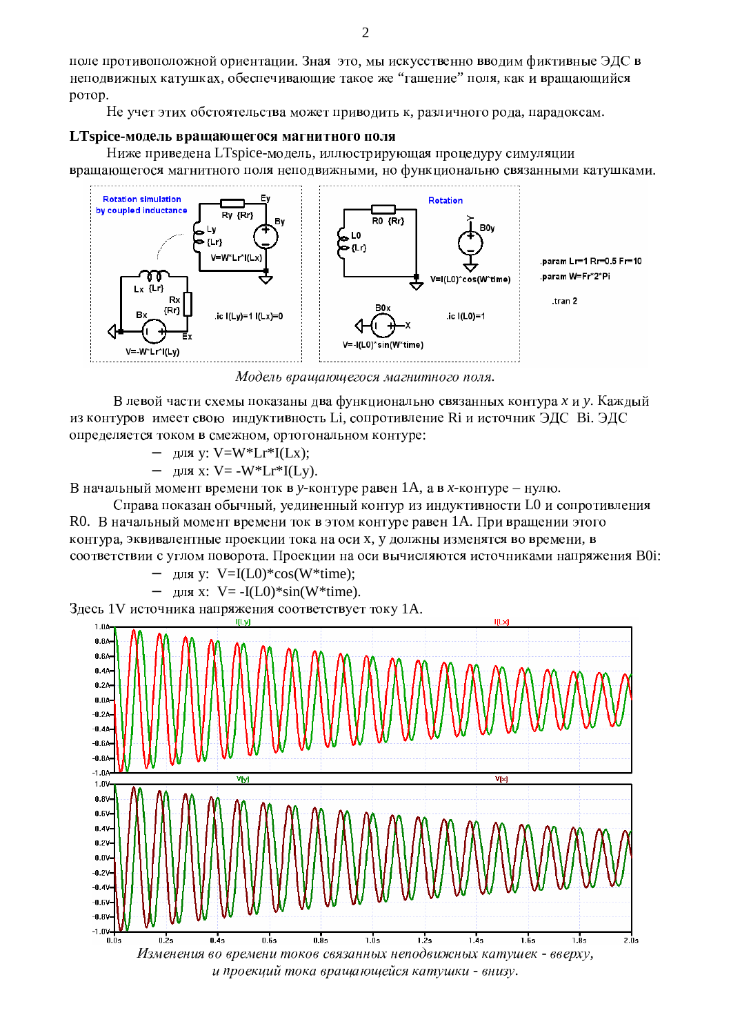поле противоположной ориентации. Зная это, мы искусственно вводим фиктивные ЭДС в неподвижных катушках, обеспечивающие такое же "гашение" поля, как и вращающийся ротор.

Не учет этих обстоятельства может приводить к, различного рода, парадоксам.

### LTspice-модель вращающегося магнитного поля

Ниже приведена LTspice-модель, иллюстрирующая процедуру симуляции вращающегося магнитного поля неподвижными, но функционально связанными катушками.

*Модель вращающегося магнитного поля.*

В левой части схемы показаны два функционально связанных контура *x* и *y*. Каждый из контуров имеет свою индуктивность Li, сопротивление Ri и источник ЭДС Bi. ЭДС определяется током в смежном, ортогональном контуре:

- для y: V=W*Lr*I(Lx);
- для x: V= -W*Lr*I(Ly).

В начальный момент времени ток в *y*-контуре равен 1А, а в *x*-контуре – нулю.

Справа показан обычный, уединенный контур из индуктивности L0 и сопротивления R0. В начальный момент времени ток в этом контуре равен 1А. При вращении этого контура, эквивалентные проекции тока на оси x, y должны изменятся во времени, в соответствии с углом поворота. Проекции на оси вычисляются источниками напряжения B0i:

- для y: V=I(L0)*cos(W*time);
- для x: V= -I(L0)*sin(W*time).

Здесь 1V источника напряжения соответствует току 1А.

*Изменения во времени токов связанных неподвижных катушек - вверху, и проекций тока вращающейся катушки - внизу.*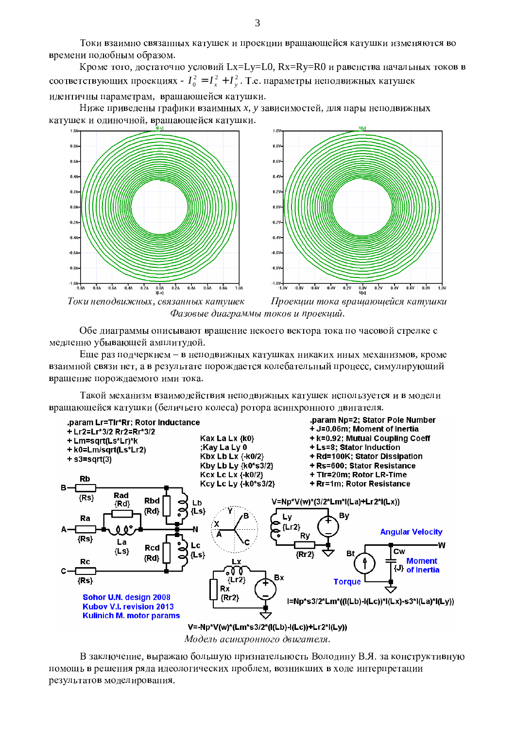Токи взаимно связанных катушек и проекции вращающейся катушки изменяются во времени подобным образом.

Кроме того, достаточно условий Lx=Ly=L0, Rx=Ry=R0 и равенства начальных токов в соответствующих проекциях - $I_0^2 = I_x^2 + I_y^2$. Т.е. параметры неподвижных катушек идентичны параметрам, вращающейся катушки.

Ниже приведены графики взаимных *x*, *y* зависимостей, для пары неподвижных катушек и одиночной, вращающейся катушки.

I(Ly)

1.0A 0.8A 0.6A 0.4A 0.2A 0.0A -0.2A -0.4A -0.6A -0.8A -1.0A

-1.0A -0.8A -0.6A -0.4A -0.2A 0.0A 0.2A 0.4A 0.6A 0.8A 1.0A

I(Lx)

V(y)

1.0V 0.8V 0.6V 0.4V 0.2V 0.0V -0.2V -0.4V -0.6V -0.8V -1.0V

-1.0V -0.8V -0.6V -0.4V -0.2V 0.0V 0.2V 0.4V 0.6V 0.8V 1.0V

V(x)

*Токи неподвижных, связанных катушек* *Проекции тока вращающейся катушки*

*Фазовые диаграммы токов и проекций.*

Обе диаграммы описывают вращение некоего вектора тока по часовой стрелке с медленно убывающей амплитудой.

Еще раз подчеркнем – в неподвижных катушках никаких иных механизмов, кроме взаимной связи нет, а в результате порождается колебательный процесс, симулирующий вращение порождаемого ими тока.

Такой механизм взаимодействия неподвижных катушек используется и в модели вращающейся катушки (беличьего колеса) ротора асинхронного двигателя.

.param Lr=Tlr*Rr; Rotor Inductance
+ Lr2=Lr*3/2 Rr2=Rr*3/2
+ Lm=sqrt(Ls*Lr)*k
+ k0=Lm/sqrt(Ls*Lr2)
+ s3=sqrt(3)

Kax La Lx {k0}
;Kay La Ly 0
Kbx Lb Lx {-k0/2}
Kby Lb Ly {k0*s3/2}
Kcx Lc Lx {-k0/2}
Kcy Lc Ly {-k0*s3/2}

.param Np=2; Stator Pole Number
+ J=0.06m; Moment of Inertia
+ k=0.92; Mutual Coupling Coeff
+ Ls=8; Stator Induction
+ Rd=100K; Stator Dissipation
+ Rs=600; Stator Resistance
+ Tlr=20m; Rotor LR-Time
+ Rr=1m; Rotor Resistance

Rb {Rs} B, Rad {Rd}, Rbd {Rd}, Lb {Ls}, Ra {Rs} A, La {Ls}, N, Rcd {Rd}, Lc {Ls}, Rc {Rs} C

Y B X A C

V=Np*V(w)*(3/2*Lm*I(La)+Lr2*I(Lx))

Ly {Lr2} Ry {Rr2} By

Angular Velocity W

Bt Cw {J} Moment of Inertia Torque

Lx {Lr2} Rx {Rr2} Bx

I=Np*s3/2*Lm*((I(Lb)-I(Lc))*I(Lx)-s3*I(La)*I(Ly))

V=-Np*V(w)*(Lm*s3/2*(I(Lb)-I(Lc))+Lr2*I(Ly))

Sohor U.N. design 2008
Kubov V.I. revision 2013
Kulinich M. motor params

*Модель асинхронного двигателя.*

В заключение, выражаю большую признательность Володину В.Я. за конструктивную помощь в решения ряда идеологических проблем, возникших в ходе интерпретации результатов моделирования.